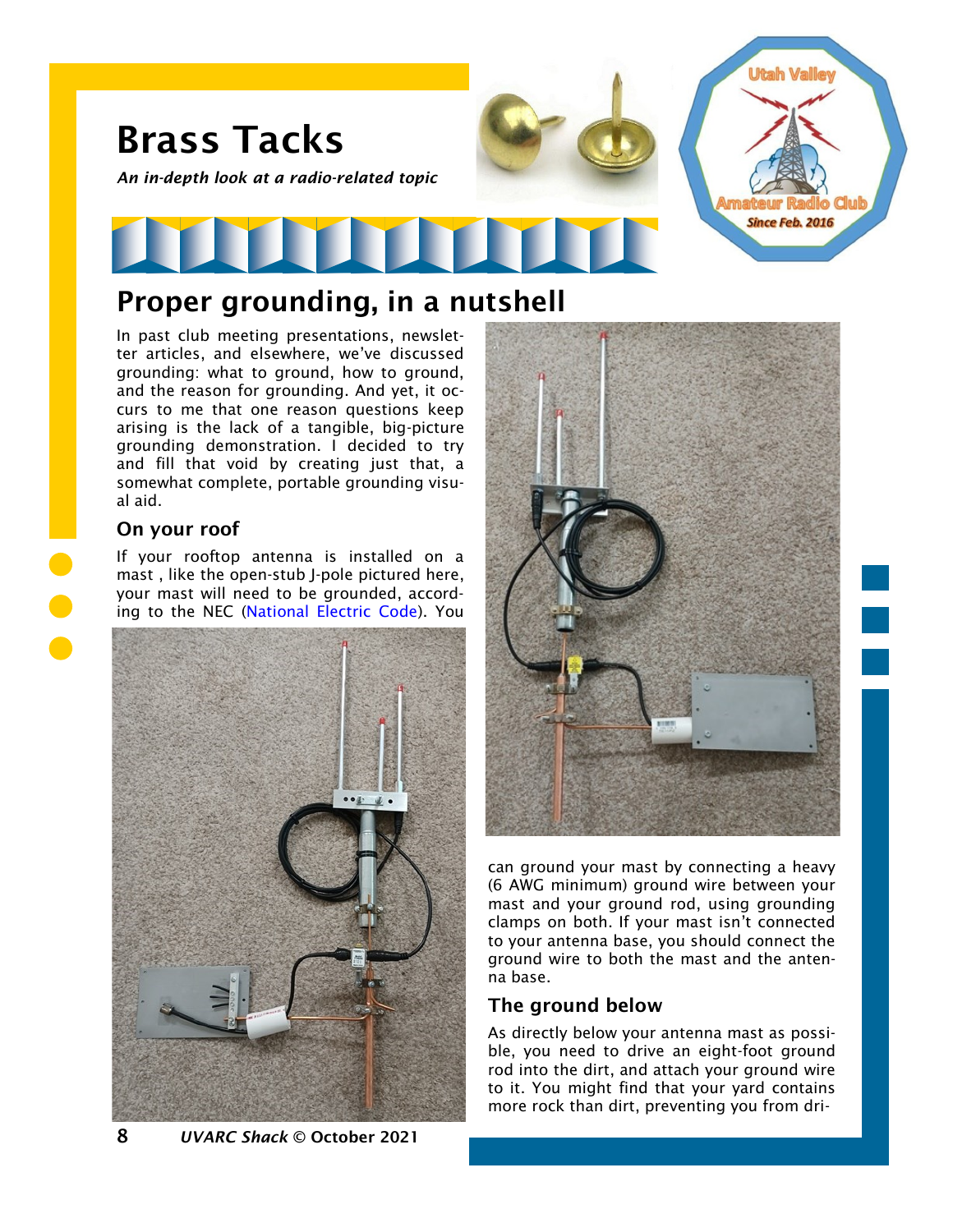# Brass Tacks

*An in-depth look at a radio-related topic*

## Proper grounding, in a nutshell

In past club meeting presentations, newsletter articles, and elsewhere, we've discussed grounding: what to ground, how to ground, and the reason for grounding. And yet, it occurs to me that one reason questions keep arising is the lack of a tangible, big-picture grounding demonstration. I decided to try and fill that void by creating just that, a somewhat complete, portable grounding visual aid.

### On your roof

If your rooftop antenna is installed on a mast , like the open-stub J-pole pictured here, your mast will need to be grounded, according to the NEC (National Electric Code). You can ground your mast by connecting a heavy (6 AWG minimum) ground wire between your mast and your ground rod, using grounding clamps on both. If your mast isn't connected to your antenna base, you should connect the ground wire to both the mast and the antenna base.

### The ground below

As directly below your antenna mast as possible, you need to drive an eight-foot ground rod into the dirt, and attach your ground wire to it. You might find that your yard contains more rock than dirt, preventing you from dri-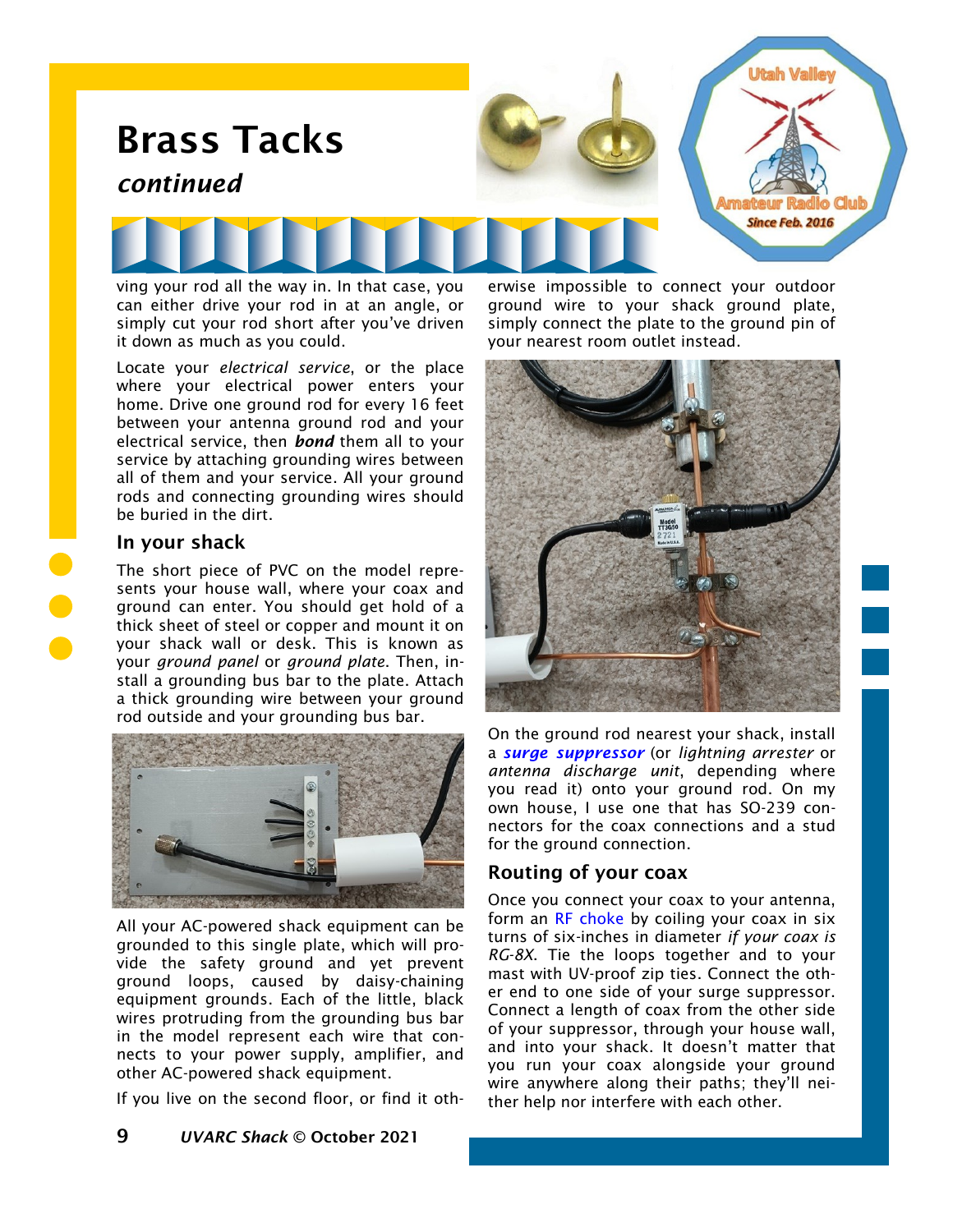# Brass Tacks

*continued*

ving your rod all the way in. In that case, you can either drive your rod in at an angle, or simply cut your rod short after you've driven it down as much as you could.

Locate your *electrical service*, or the place where your electrical power enters your home. Drive one ground rod for every 16 feet between your antenna ground rod and your electrical service, then ***bond*** them all to your service by attaching grounding wires between all of them and your service. All your ground rods and connecting grounding wires should be buried in the dirt.

## In your shack

The short piece of PVC on the model represents your house wall, where your coax and ground can enter. You should get hold of a thick sheet of steel or copper and mount it on your shack wall or desk. This is known as your *ground panel* or *ground plate*. Then, install a grounding bus bar to the plate. Attach a thick grounding wire between your ground rod outside and your grounding bus bar.

All your AC-powered shack equipment can be grounded to this single plate, which will provide the safety ground and yet prevent ground loops, caused by daisy-chaining equipment grounds. Each of the little, black wires protruding from the grounding bus bar in the model represent each wire that connects to your power supply, amplifier, and other AC-powered shack equipment.

If you live on the second floor, or find it otherwise impossible to connect your outdoor ground wire to your shack ground plate, simply connect the plate to the ground pin of your nearest room outlet instead.

On the ground rod nearest your shack, install a ***surge suppressor*** (or *lightning arrester* or *antenna discharge unit*, depending where you read it) onto your ground rod. On my own house, I use one that has SO-239 connectors for the coax connections and a stud for the ground connection.

## Routing of your coax

Once you connect your coax to your antenna, form an RF choke by coiling your coax in six turns of six-inches in diameter *if your coax is RG-8X*. Tie the loops together and to your mast with UV-proof zip ties. Connect the other end to one side of your surge suppressor. Connect a length of coax from the other side of your suppressor, through your house wall, and into your shack. It doesn't matter that you run your coax alongside your ground wire anywhere along their paths; they'll neither help nor interfere with each other.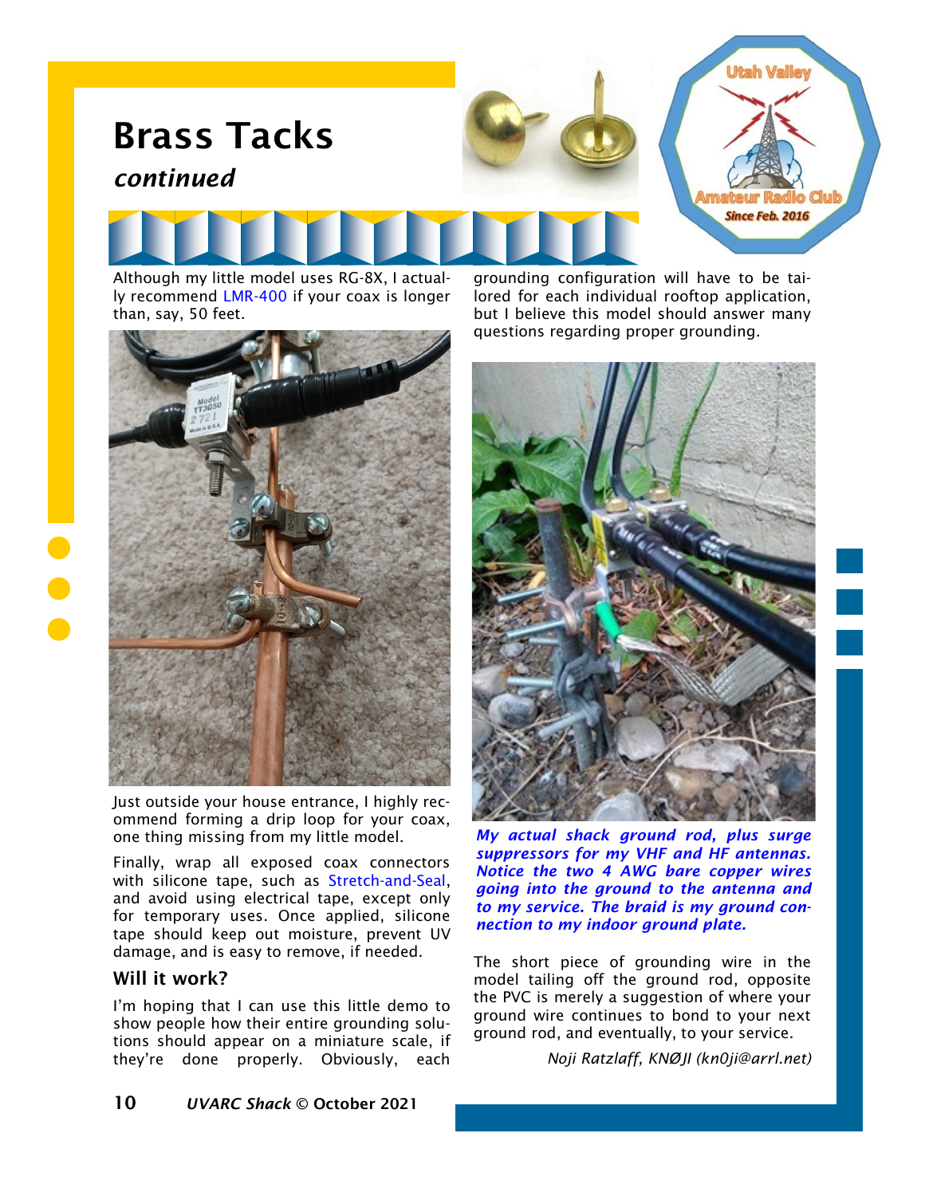# Brass Tacks

*continued*

Although my little model uses RG-8X, I actually recommend LMR-400 if your coax is longer than, say, 50 feet.

Just outside your house entrance, I highly recommend forming a drip loop for your coax, one thing missing from my little model.

Finally, wrap all exposed coax connectors with silicone tape, such as Stretch-and-Seal, and avoid using electrical tape, except only for temporary uses. Once applied, silicone tape should keep out moisture, prevent UV damage, and is easy to remove, if needed.

### Will it work?

I'm hoping that I can use this little demo to show people how their entire grounding solutions should appear on a miniature scale, if they're done properly. Obviously, each grounding configuration will have to be tailored for each individual rooftop application, but I believe this model should answer many questions regarding proper grounding.

***My actual shack ground rod, plus surge suppressors for my VHF and HF antennas. Notice the two 4 AWG bare copper wires going into the ground to the antenna and to my service. The braid is my ground connection to my indoor ground plate.***

The short piece of grounding wire in the model tailing off the ground rod, opposite the PVC is merely a suggestion of where your ground wire continues to bond to your next ground rod, and eventually, to your service.

*Noji Ratzlaff, KNØJI (kn0ji@arrl.net)*